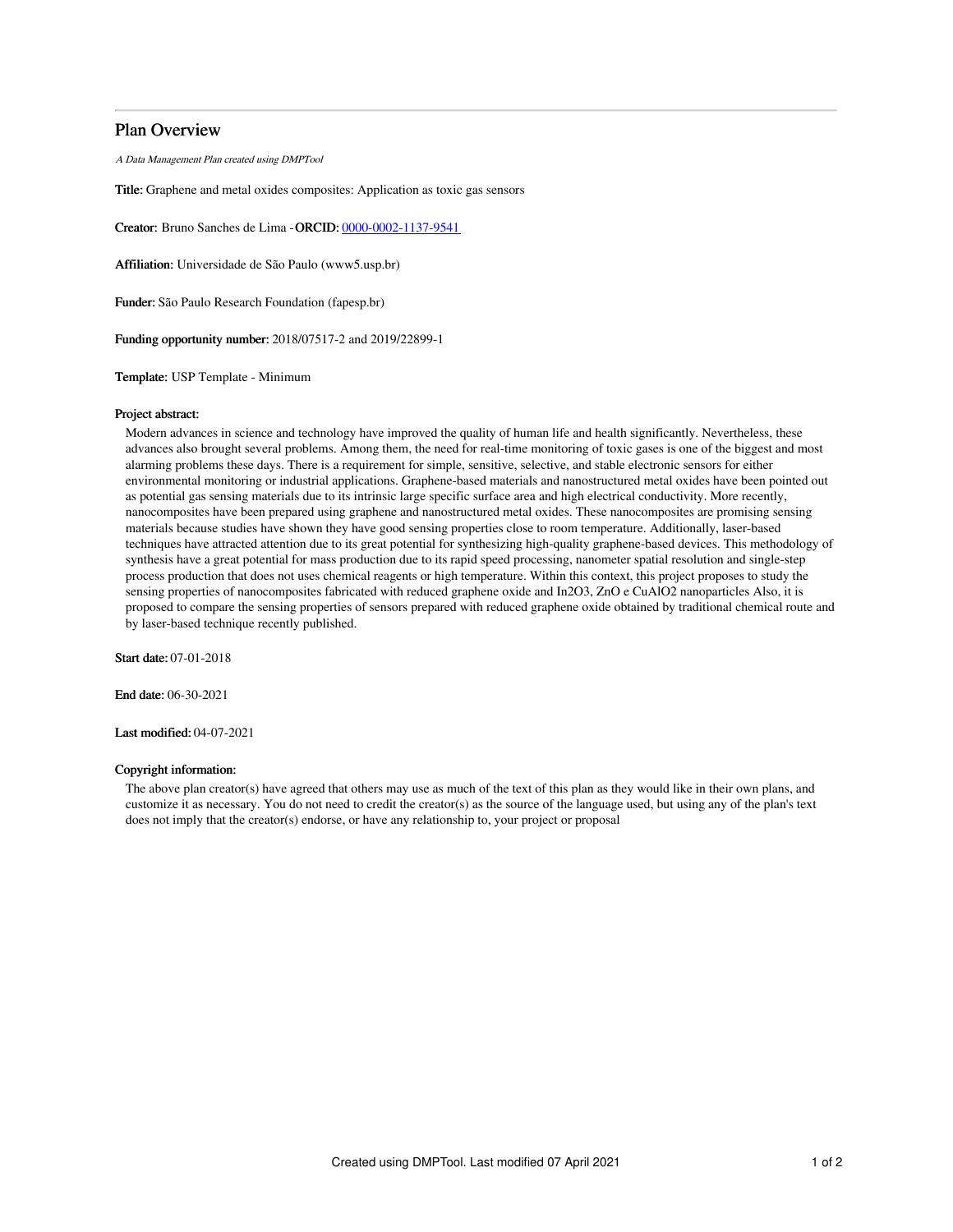# Plan Overview

*A Data Management Plan created using DMPTool*

**Title:** Graphene and metal oxides composites: Application as toxic gas sensors

**Creator:** Bruno Sanches de Lima -**ORCID:** 0000-0002-1137-9541

**Affiliation:** Universidade de São Paulo (www5.usp.br)

**Funder:** São Paulo Research Foundation (fapesp.br)

**Funding opportunity number:** 2018/07517-2 and 2019/22899-1

**Template:** USP Template - Minimum

**Project abstract:**

Modern advances in science and technology have improved the quality of human life and health significantly. Nevertheless, these advances also brought several problems. Among them, the need for real-time monitoring of toxic gases is one of the biggest and most alarming problems these days. There is a requirement for simple, sensitive, selective, and stable electronic sensors for either environmental monitoring or industrial applications. Graphene-based materials and nanostructured metal oxides have been pointed out as potential gas sensing materials due to its intrinsic large specific surface area and high electrical conductivity. More recently, nanocomposites have been prepared using graphene and nanostructured metal oxides. These nanocomposites are promising sensing materials because studies have shown they have good sensing properties close to room temperature. Additionally, laser-based techniques have attracted attention due to its great potential for synthesizing high-quality graphene-based devices. This methodology of synthesis have a great potential for mass production due to its rapid speed processing, nanometer spatial resolution and single-step process production that does not uses chemical reagents or high temperature. Within this context, this project proposes to study the sensing properties of nanocomposites fabricated with reduced graphene oxide and $In_2O_3$, ZnO e $CuAlO_2$ nanoparticles Also, it is proposed to compare the sensing properties of sensors prepared with reduced graphene oxide obtained by traditional chemical route and by laser-based technique recently published.

**Start date:** 07-01-2018

**End date:** 06-30-2021

**Last modified:** 04-07-2021

**Copyright information:**

The above plan creator(s) have agreed that others may use as much of the text of this plan as they would like in their own plans, and customize it as necessary. You do not need to credit the creator(s) as the source of the language used, but using any of the plan's text does not imply that the creator(s) endorse, or have any relationship to, your project or proposal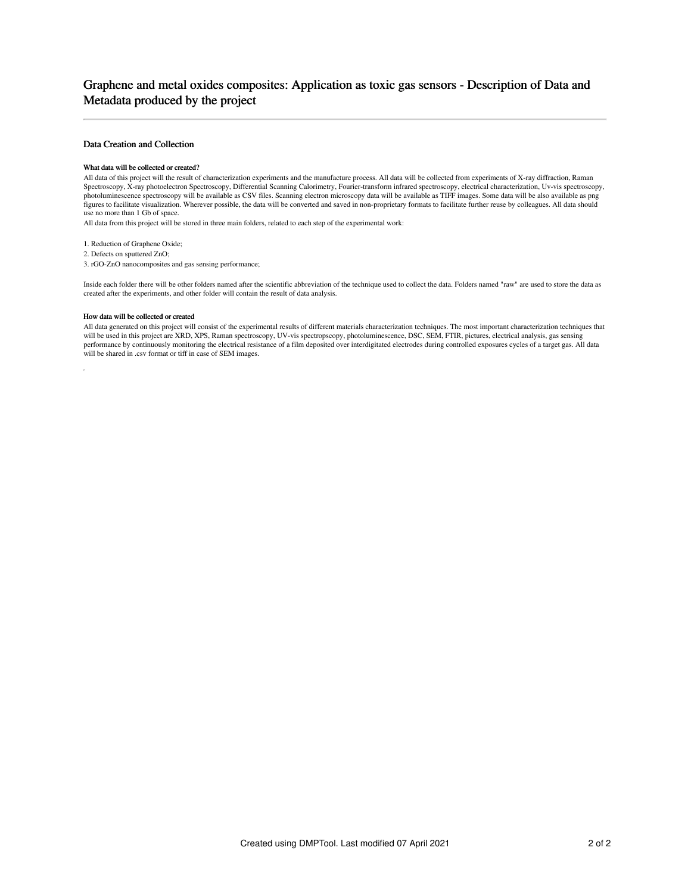# Graphene and metal oxides composites: Application as toxic gas sensors - Description of Data and Metadata produced by the project

## Data Creation and Collection

### What data will be collected or created?

All data of this project will the result of characterization experiments and the manufacture process. All data will be collected from experiments of X-ray diffraction, Raman Spectroscopy, X-ray photoelectron Spectroscopy, Differential Scanning Calorimetry, Fourier-transform infrared spectroscopy, electrical characterization, Uv-vis spectroscopy, photoluminescence spectroscopy will be available as CSV files. Scanning electron microscopy data will be available as TIFF images. Some data will be also available as png figures to facilitate visualization. Wherever possible, the data will be converted and saved in non-proprietary formats to facilitate further reuse by colleagues. All data should use no more than 1 Gb of space.

All data from this project will be stored in three main folders, related to each step of the experimental work:

1. Reduction of Graphene Oxide;
2. Defects on sputtered ZnO;
3. rGO-ZnO nanocomposites and gas sensing performance;

Inside each folder there will be other folders named after the scientific abbreviation of the technique used to collect the data. Folders named "raw" are used to store the data as created after the experiments, and other folder will contain the result of data analysis.

### How data will be collected or created

All data generated on this project will consist of the experimental results of different materials characterization techniques. The most important characterization techniques that will be used in this project are XRD, XPS, Raman spectroscopy, UV-vis spectropscopy, photoluminescence, DSC, SEM, FTIR, pictures, electrical analysis, gas sensing performance by continuously monitoring the electrical resistance of a film deposited over interdigitated electrodes during controlled exposures cycles of a target gas. All data will be shared in .csv format or tiff in case of SEM images.

.